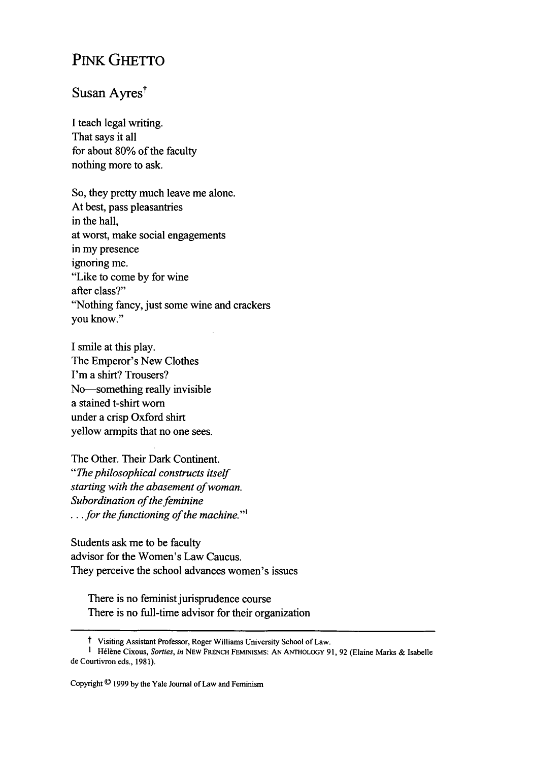# Pink Ghetto

## Susan Ayres[†]

I teach legal writing.
That says it all
for about 80% of the faculty
nothing more to ask.

So, they pretty much leave me alone.
At best, pass pleasantries
in the hall,
at worst, make social engagements
in my presence
ignoring me.
"Like to come by for wine
after class?"
"Nothing fancy, just some wine and crackers
you know."

I smile at this play.
The Emperor's New Clothes
I'm a shirt? Trousers?
No—something really invisible
a stained t-shirt worn
under a crisp Oxford shirt
yellow armpits that no one sees.

The Other. Their Dark Continent.
*"The philosophical constructs itself*
*starting with the abasement of woman.*
*Subordination of the feminine*
*. . . for the functioning of the machine."*[1]

Students ask me to be faculty
advisor for the Women's Law Caucus.
They perceive the school advances women's issues

> There is no feminist jurisprudence course
> There is no full-time advisor for their organization

---

† Visiting Assistant Professor, Roger Williams University School of Law.

1 Hélène Cixous, *Sorties*, *in* NEW FRENCH FEMINISMS: AN ANTHOLOGY 91, 92 (Elaine Marks & Isabelle de Courtivron eds., 1981).

Copyright © 1999 by the Yale Journal of Law and Feminism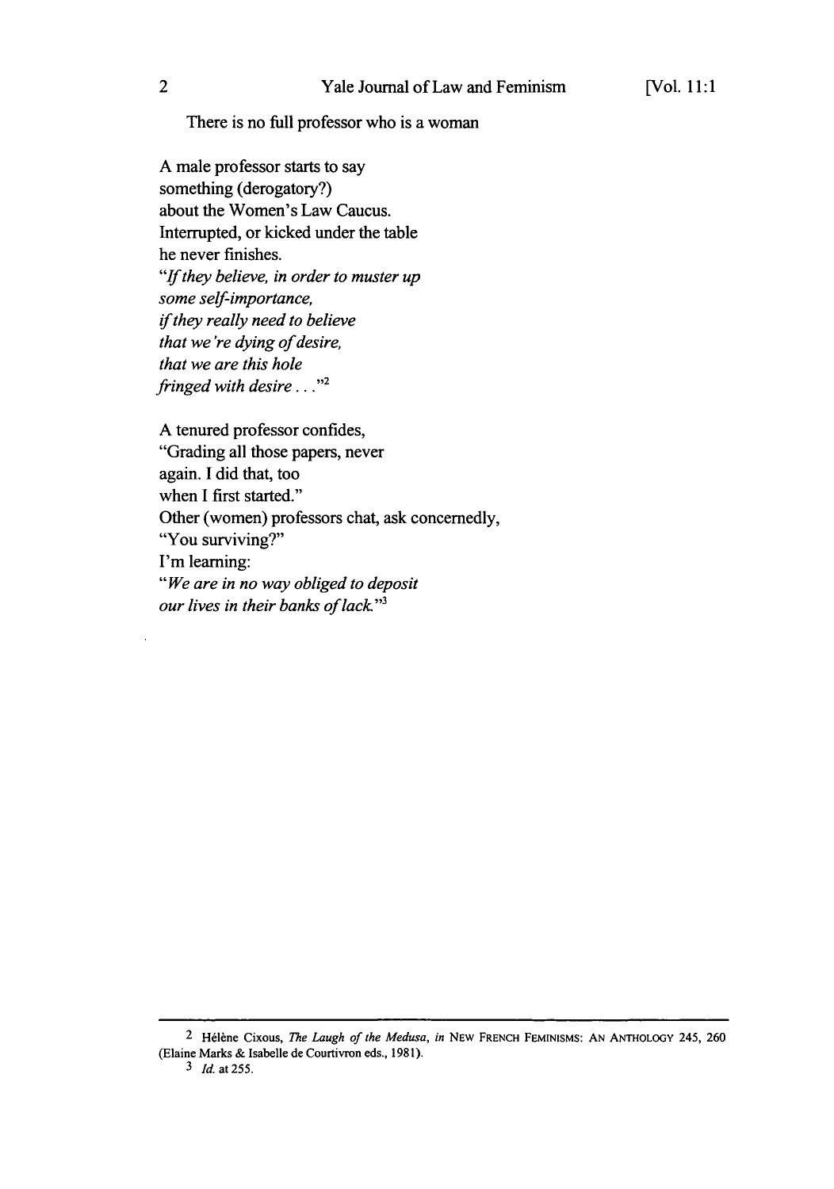There is no full professor who is a woman

A male professor starts to say
something (derogatory?)
about the Women's Law Caucus.
Interrupted, or kicked under the table
he never finishes.
"*If they believe, in order to muster up*
*some self-importance,*
*if they really need to believe*
*that we're dying of desire,*
*that we are this hole*
*fringed with desire . . .*"[2]

A tenured professor confides,
"Grading all those papers, never
again. I did that, too
when I first started."
Other (women) professors chat, ask concernedly,
"You surviving?"
I'm learning:
"*We are in no way obliged to deposit*
*our lives in their banks of lack.*"[3]

---

2 Hélène Cixous, *The Laugh of the Medusa*, *in* NEW FRENCH FEMINISMS: AN ANTHOLOGY 245, 260 (Elaine Marks & Isabelle de Courtivron eds., 1981).

3 *Id.* at 255.